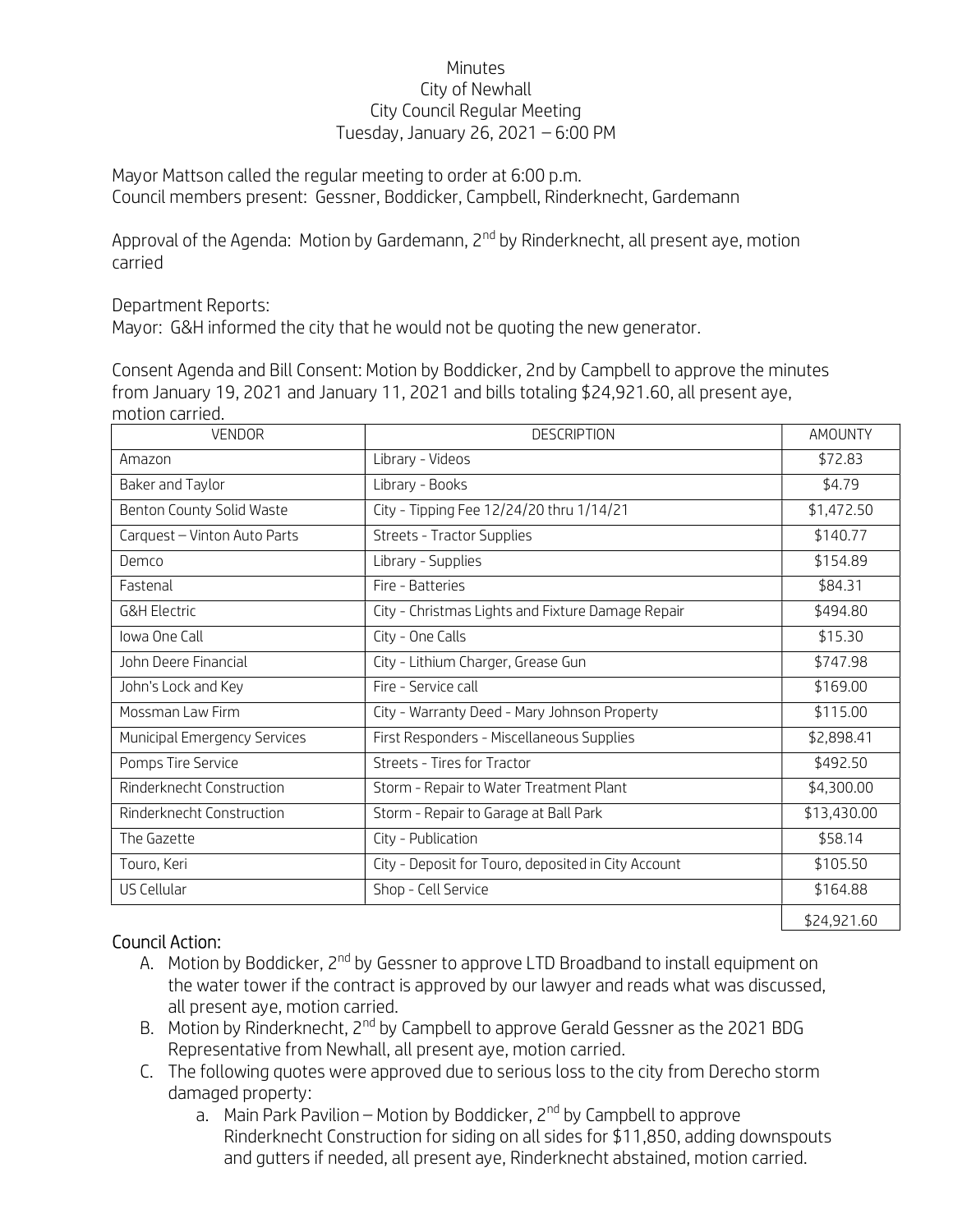# Minutes
## City of Newhall
## City Council Regular Meeting
## Tuesday, January 26, 2021 – 6:00 PM

Mayor Mattson called the regular meeting to order at 6:00 p.m.
Council members present: Gessner, Boddicker, Campbell, Rinderknecht, Gardemann

Approval of the Agenda: Motion by Gardemann, 2nd by Rinderknecht, all present aye, motion carried

Department Reports:
Mayor: G&H informed the city that he would not be quoting the new generator.

Consent Agenda and Bill Consent: Motion by Boddicker, 2nd by Campbell to approve the minutes from January 19, 2021 and January 11, 2021 and bills totaling $24,921.60, all present aye, motion carried.

| VENDOR | DESCRIPTION | AMOUNTY |
|---|---|---|
| Amazon | Library - Videos | $72.83 |
| Baker and Taylor | Library - Books | $4.79 |
| Benton County Solid Waste | City - Tipping Fee 12/24/20 thru 1/14/21 | $1,472.50 |
| Carquest – Vinton Auto Parts | Streets - Tractor Supplies | $140.77 |
| Demco | Library - Supplies | $154.89 |
| Fastenal | Fire - Batteries | $84.31 |
| G&H Electric | City - Christmas Lights and Fixture Damage Repair | $494.80 |
| Iowa One Call | City - One Calls | $15.30 |
| John Deere Financial | City - Lithium Charger, Grease Gun | $747.98 |
| John's Lock and Key | Fire - Service call | $169.00 |
| Mossman Law Firm | City - Warranty Deed - Mary Johnson Property | $115.00 |
| Municipal Emergency Services | First Responders - Miscellaneous Supplies | $2,898.41 |
| Pomps Tire Service | Streets - Tires for Tractor | $492.50 |
| Rinderknecht Construction | Storm - Repair to Water Treatment Plant | $4,300.00 |
| Rinderknecht Construction | Storm - Repair to Garage at Ball Park | $13,430.00 |
| The Gazette | City - Publication | $58.14 |
| Touro, Keri | City - Deposit for Touro, deposited in City Account | $105.50 |
| US Cellular | Shop - Cell Service | $164.88 |
| | | $24,921.60 |

## Council Action:

A. Motion by Boddicker, 2nd by Gessner to approve LTD Broadband to install equipment on the water tower if the contract is approved by our lawyer and reads what was discussed, all present aye, motion carried.
B. Motion by Rinderknecht, 2nd by Campbell to approve Gerald Gessner as the 2021 BDG Representative from Newhall, all present aye, motion carried.
C. The following quotes were approved due to serious loss to the city from Derecho storm damaged property:
   a. Main Park Pavilion – Motion by Boddicker, 2nd by Campbell to approve Rinderknecht Construction for siding on all sides for $11,850, adding downspouts and gutters if needed, all present aye, Rinderknecht abstained, motion carried.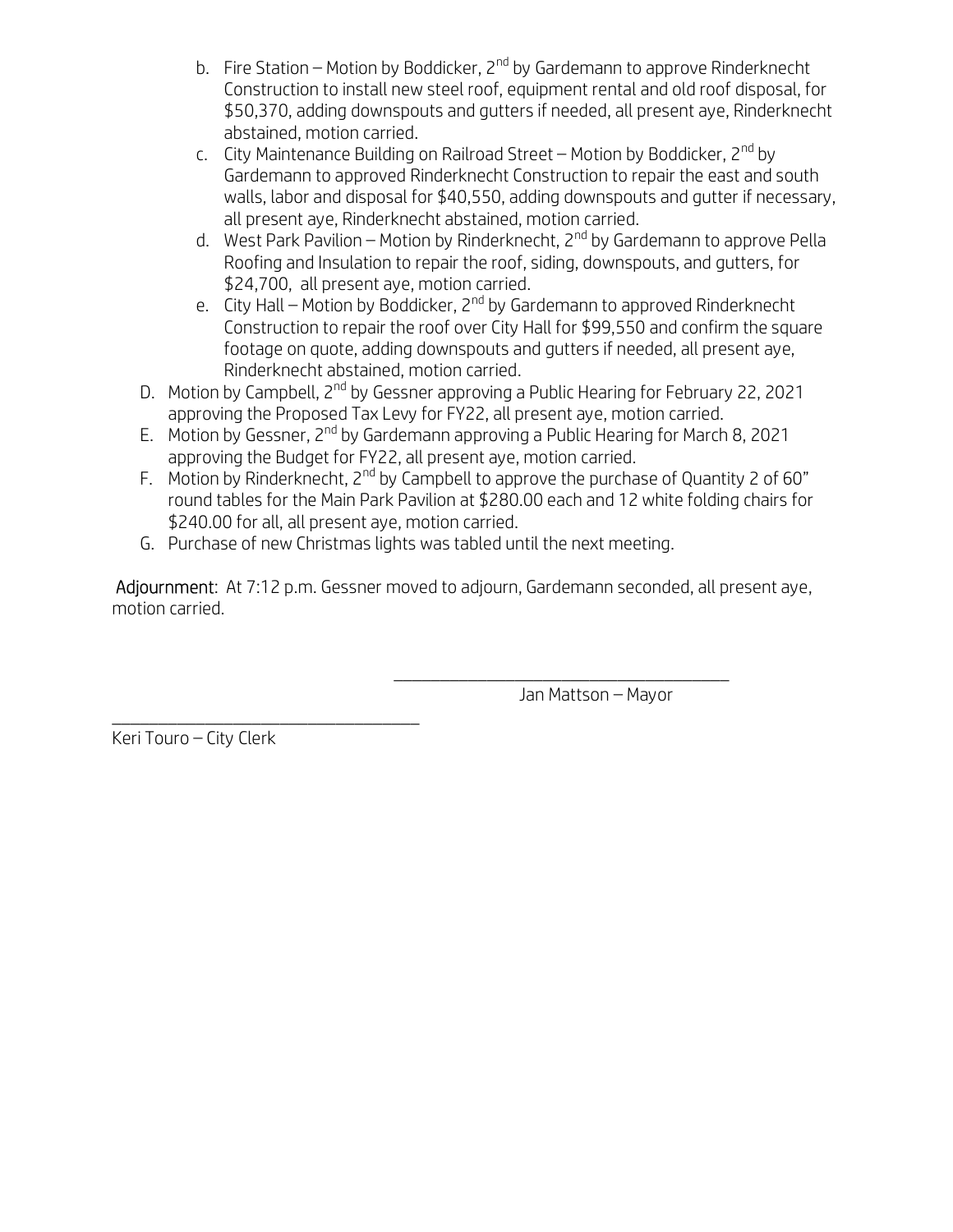b. Fire Station – Motion by Boddicker, 2nd by Gardemann to approve Rinderknecht Construction to install new steel roof, equipment rental and old roof disposal, for $50,370, adding downspouts and gutters if needed, all present aye, Rinderknecht abstained, motion carried.
   c. City Maintenance Building on Railroad Street – Motion by Boddicker, 2nd by Gardemann to approved Rinderknecht Construction to repair the east and south walls, labor and disposal for $40,550, adding downspouts and gutter if necessary, all present aye, Rinderknecht abstained, motion carried.
   d. West Park Pavilion – Motion by Rinderknecht, 2nd by Gardemann to approve Pella Roofing and Insulation to repair the roof, siding, downspouts, and gutters, for $24,700, all present aye, motion carried.
   e. City Hall – Motion by Boddicker, 2nd by Gardemann to approved Rinderknecht Construction to repair the roof over City Hall for $99,550 and confirm the square footage on quote, adding downspouts and gutters if needed, all present aye, Rinderknecht abstained, motion carried.

D. Motion by Campbell, 2nd by Gessner approving a Public Hearing for February 22, 2021 approving the Proposed Tax Levy for FY22, all present aye, motion carried.

E. Motion by Gessner, 2nd by Gardemann approving a Public Hearing for March 8, 2021 approving the Budget for FY22, all present aye, motion carried.

F. Motion by Rinderknecht, 2nd by Campbell to approve the purchase of Quantity 2 of 60" round tables for the Main Park Pavilion at $280.00 each and 12 white folding chairs for $240.00 for all, all present aye, motion carried.

G. Purchase of new Christmas lights was tabled until the next meeting.

**Adjournment**: At 7:12 p.m. Gessner moved to adjourn, Gardemann seconded, all present aye, motion carried.

\_\_\_\_\_\_\_\_\_\_\_\_\_\_\_\_\_\_\_\_\_\_\_\_\_\_\_\_\_\_\_\_\_\_\_\_\_\_\_\_

Jan Mattson – Mayor

\_\_\_\_\_\_\_\_\_\_\_\_\_\_\_\_\_\_\_\_\_\_\_\_\_\_\_\_\_\_\_\_\_\_\_\_\_\_\_\_

Keri Touro – City Clerk